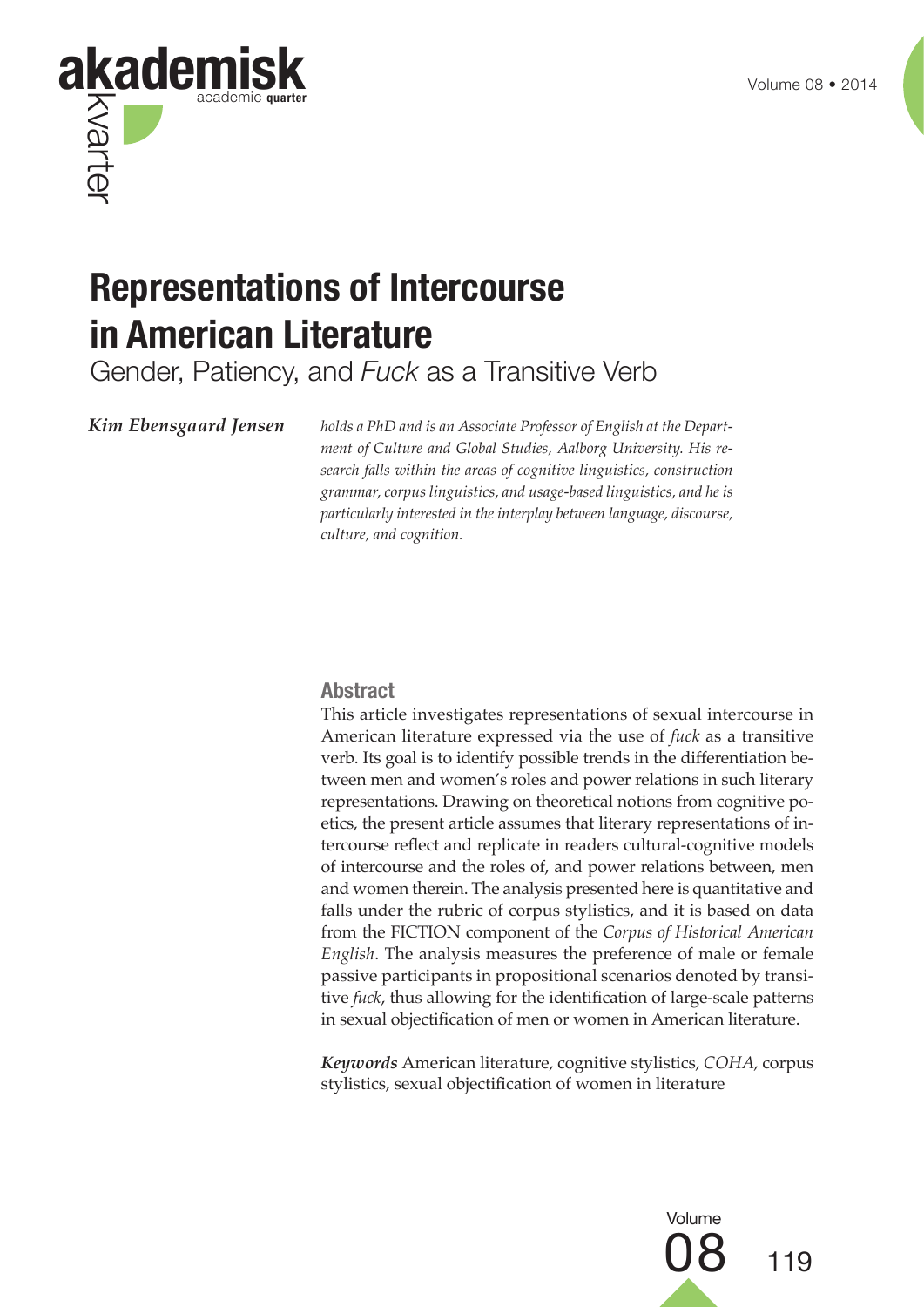# Representations of Intercourse in American Literature

## Gender, Patiency, and *Fuck* as a Transitive Verb

***Kim Ebensgaard Jensen*** *holds a PhD and is an Associate Professor of English at the Department of Culture and Global Studies, Aalborg University. His research falls within the areas of cognitive linguistics, construction grammar, corpus linguistics, and usage-based linguistics, and he is particularly interested in the interplay between language, discourse, culture, and cognition.*

### Abstract

This article investigates representations of sexual intercourse in American literature expressed via the use of *fuck* as a transitive verb. Its goal is to identify possible trends in the differentiation between men and women's roles and power relations in such literary representations. Drawing on theoretical notions from cognitive poetics, the present article assumes that literary representations of intercourse reflect and replicate in readers cultural-cognitive models of intercourse and the roles of, and power relations between, men and women therein. The analysis presented here is quantitative and falls under the rubric of corpus stylistics, and it is based on data from the FICTION component of the *Corpus of Historical American English*. The analysis measures the preference of male or female passive participants in propositional scenarios denoted by transitive *fuck*, thus allowing for the identification of large-scale patterns in sexual objectification of men or women in American literature.

***Keywords*** American literature, cognitive stylistics, *COHA*, corpus stylistics, sexual objectification of women in literature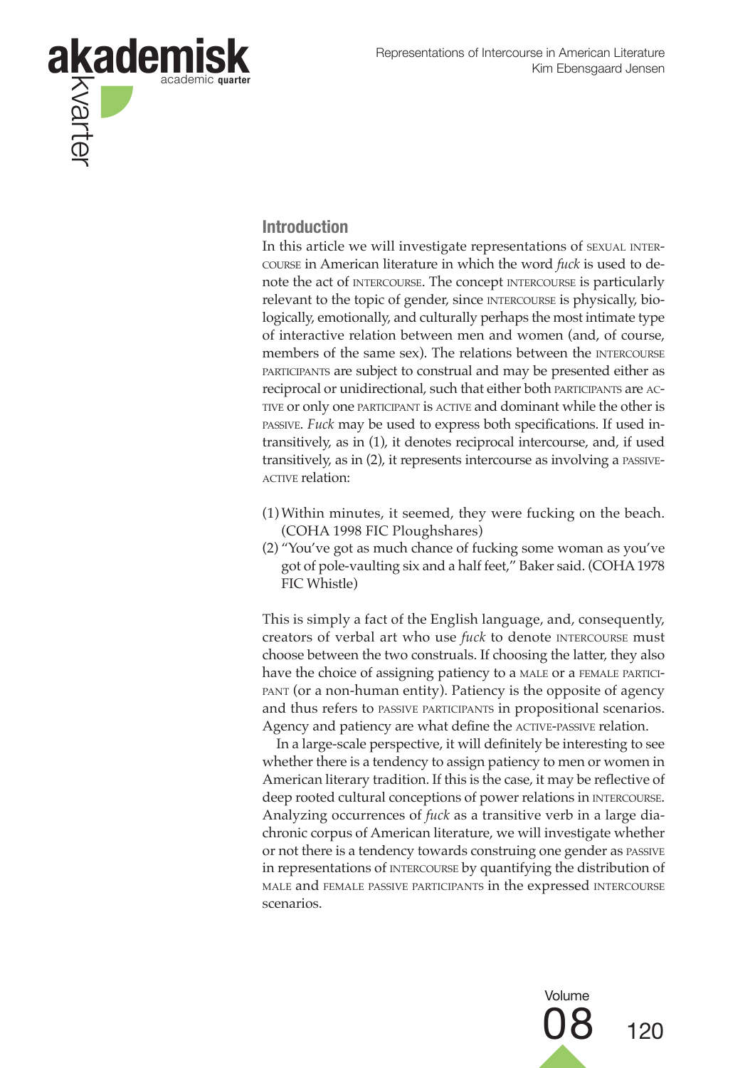## Introduction

In this article we will investigate representations of SEXUAL INTERCOURSE in American literature in which the word *fuck* is used to denote the act of INTERCOURSE. The concept INTERCOURSE is particularly relevant to the topic of gender, since INTERCOURSE is physically, biologically, emotionally, and culturally perhaps the most intimate type of interactive relation between men and women (and, of course, members of the same sex). The relations between the INTERCOURSE PARTICIPANTS are subject to construal and may be presented either as reciprocal or unidirectional, such that either both PARTICIPANTS are ACTIVE or only one PARTICIPANT is ACTIVE and dominant while the other is PASSIVE. *Fuck* may be used to express both specifications. If used intransitively, as in (1), it denotes reciprocal intercourse, and, if used transitively, as in (2), it represents intercourse as involving a PASSIVE-ACTIVE relation:

(1) Within minutes, it seemed, they were fucking on the beach. (COHA 1998 FIC Ploughshares)

(2) "You've got as much chance of fucking some woman as you've got of pole-vaulting six and a half feet," Baker said. (COHA 1978 FIC Whistle)

This is simply a fact of the English language, and, consequently, creators of verbal art who use *fuck* to denote INTERCOURSE must choose between the two construals. If choosing the latter, they also have the choice of assigning patiency to a MALE or a FEMALE PARTICIPANT (or a non-human entity). Patiency is the opposite of agency and thus refers to PASSIVE PARTICIPANTS in propositional scenarios. Agency and patiency are what define the ACTIVE-PASSIVE relation.

In a large-scale perspective, it will definitely be interesting to see whether there is a tendency to assign patiency to men or women in American literary tradition. If this is the case, it may be reflective of deep rooted cultural conceptions of power relations in INTERCOURSE. Analyzing occurrences of *fuck* as a transitive verb in a large diachronic corpus of American literature, we will investigate whether or not there is a tendency towards construing one gender as PASSIVE in representations of INTERCOURSE by quantifying the distribution of MALE and FEMALE PASSIVE PARTICIPANTS in the expressed INTERCOURSE scenarios.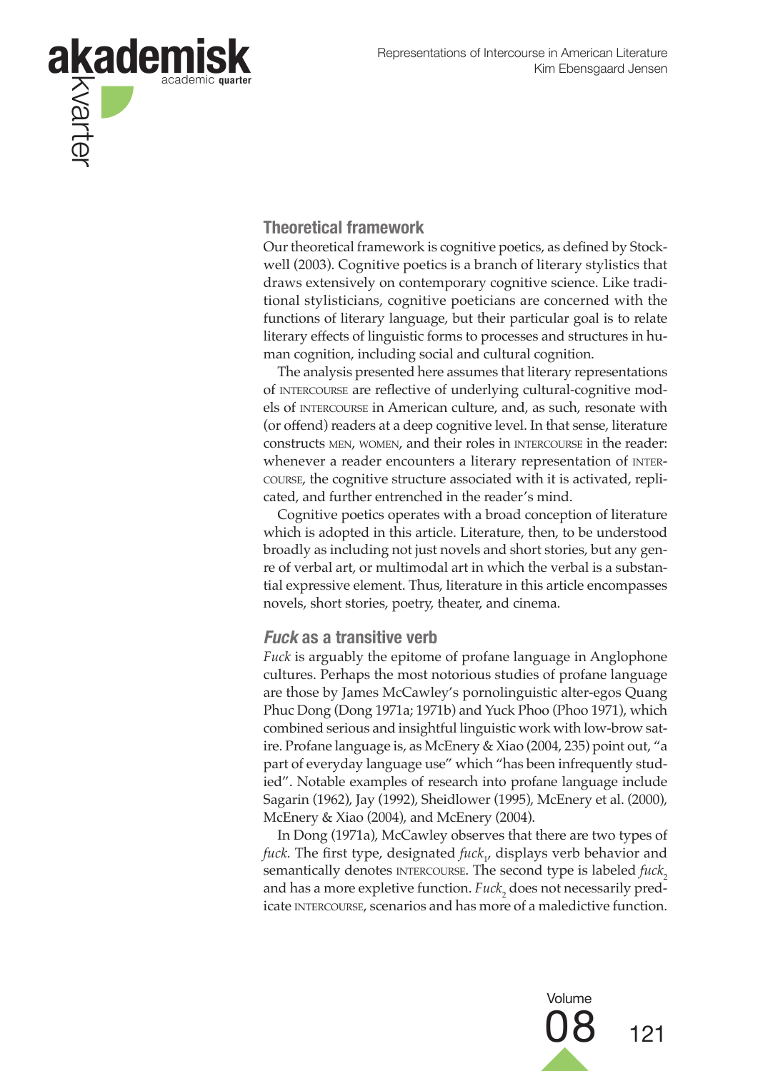## Theoretical framework

Our theoretical framework is cognitive poetics, as defined by Stockwell (2003). Cognitive poetics is a branch of literary stylistics that draws extensively on contemporary cognitive science. Like traditional stylisticians, cognitive poeticians are concerned with the functions of literary language, but their particular goal is to relate literary effects of linguistic forms to processes and structures in human cognition, including social and cultural cognition.

The analysis presented here assumes that literary representations of INTERCOURSE are reflective of underlying cultural-cognitive models of INTERCOURSE in American culture, and, as such, resonate with (or offend) readers at a deep cognitive level. In that sense, literature constructs MEN, WOMEN, and their roles in INTERCOURSE in the reader: whenever a reader encounters a literary representation of INTERCOURSE, the cognitive structure associated with it is activated, replicated, and further entrenched in the reader's mind.

Cognitive poetics operates with a broad conception of literature which is adopted in this article. Literature, then, to be understood broadly as including not just novels and short stories, but any genre of verbal art, or multimodal art in which the verbal is a substantial expressive element. Thus, literature in this article encompasses novels, short stories, poetry, theater, and cinema.

## *Fuck* as a transitive verb

*Fuck* is arguably the epitome of profane language in Anglophone cultures. Perhaps the most notorious studies of profane language are those by James McCawley's pornolinguistic alter-egos Quang Phuc Dong (Dong 1971a; 1971b) and Yuck Phoo (Phoo 1971), which combined serious and insightful linguistic work with low-brow satire. Profane language is, as McEnery & Xiao (2004, 235) point out, "a part of everyday language use" which "has been infrequently studied". Notable examples of research into profane language include Sagarin (1962), Jay (1992), Sheidlower (1995), McEnery et al. (2000), McEnery & Xiao (2004), and McEnery (2004).

In Dong (1971a), McCawley observes that there are two types of *fuck*. The first type, designated *fuck*$_1$, displays verb behavior and semantically denotes INTERCOURSE. The second type is labeled *fuck*$_2$ and has a more expletive function. *Fuck*$_2$ does not necessarily predicate INTERCOURSE, scenarios and has more of a maledictive function.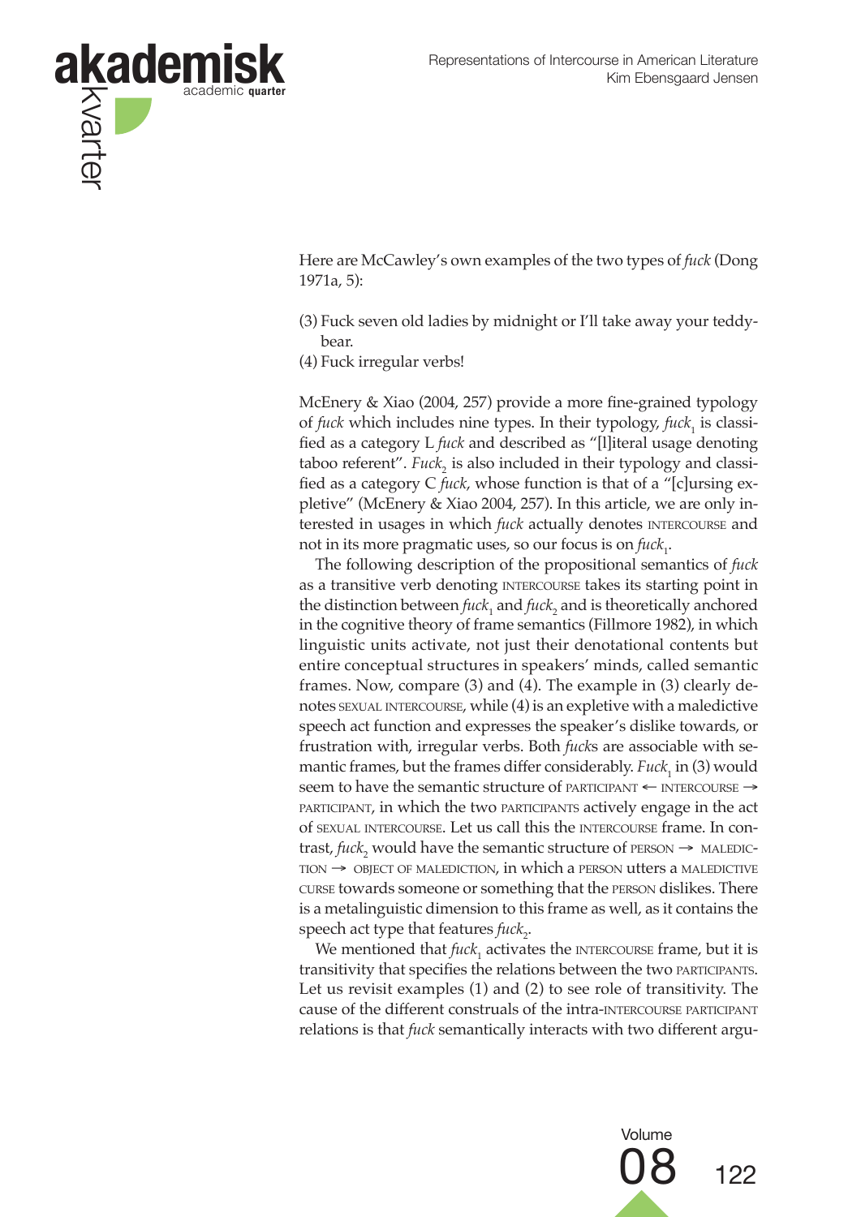Here are McCawley's own examples of the two types of *fuck* (Dong 1971a, 5):

(3) Fuck seven old ladies by midnight or I'll take away your teddy-bear.

(4) Fuck irregular verbs!

McEnery & Xiao (2004, 257) provide a more fine-grained typology of *fuck* which includes nine types. In their typology, *fuck*$_1$ is classified as a category L *fuck* and described as "[l]iteral usage denoting taboo referent". *Fuck*$_2$ is also included in their typology and classified as a category C *fuck*, whose function is that of a "[c]ursing expletive" (McEnery & Xiao 2004, 257). In this article, we are only interested in usages in which *fuck* actually denotes INTERCOURSE and not in its more pragmatic uses, so our focus is on *fuck*$_1$.

The following description of the propositional semantics of *fuck* as a transitive verb denoting INTERCOURSE takes its starting point in the distinction between *fuck*$_1$ and *fuck*$_2$ and is theoretically anchored in the cognitive theory of frame semantics (Fillmore 1982), in which linguistic units activate, not just their denotational contents but entire conceptual structures in speakers' minds, called semantic frames. Now, compare (3) and (4). The example in (3) clearly denotes SEXUAL INTERCOURSE, while (4) is an expletive with a maledictive speech act function and expresses the speaker's dislike towards, or frustration with, irregular verbs. Both *fuck*s are associable with semantic frames, but the frames differ considerably. *Fuck*$_1$ in (3) would seem to have the semantic structure of PARTICIPANT ← INTERCOURSE → PARTICIPANT, in which the two PARTICIPANTS actively engage in the act of SEXUAL INTERCOURSE. Let us call this the INTERCOURSE frame. In contrast, *fuck*$_2$ would have the semantic structure of PERSON → MALEDICTION → OBJECT OF MALEDICTION, in which a PERSON utters a MALEDICTIVE CURSE towards someone or something that the PERSON dislikes. There is a metalinguistic dimension to this frame as well, as it contains the speech act type that features *fuck*$_2$.

We mentioned that *fuck*$_1$ activates the INTERCOURSE frame, but it is transitivity that specifies the relations between the two PARTICIPANTS. Let us revisit examples (1) and (2) to see role of transitivity. The cause of the different construals of the intra-INTERCOURSE PARTICIPANT relations is that *fuck* semantically interacts with two different argu-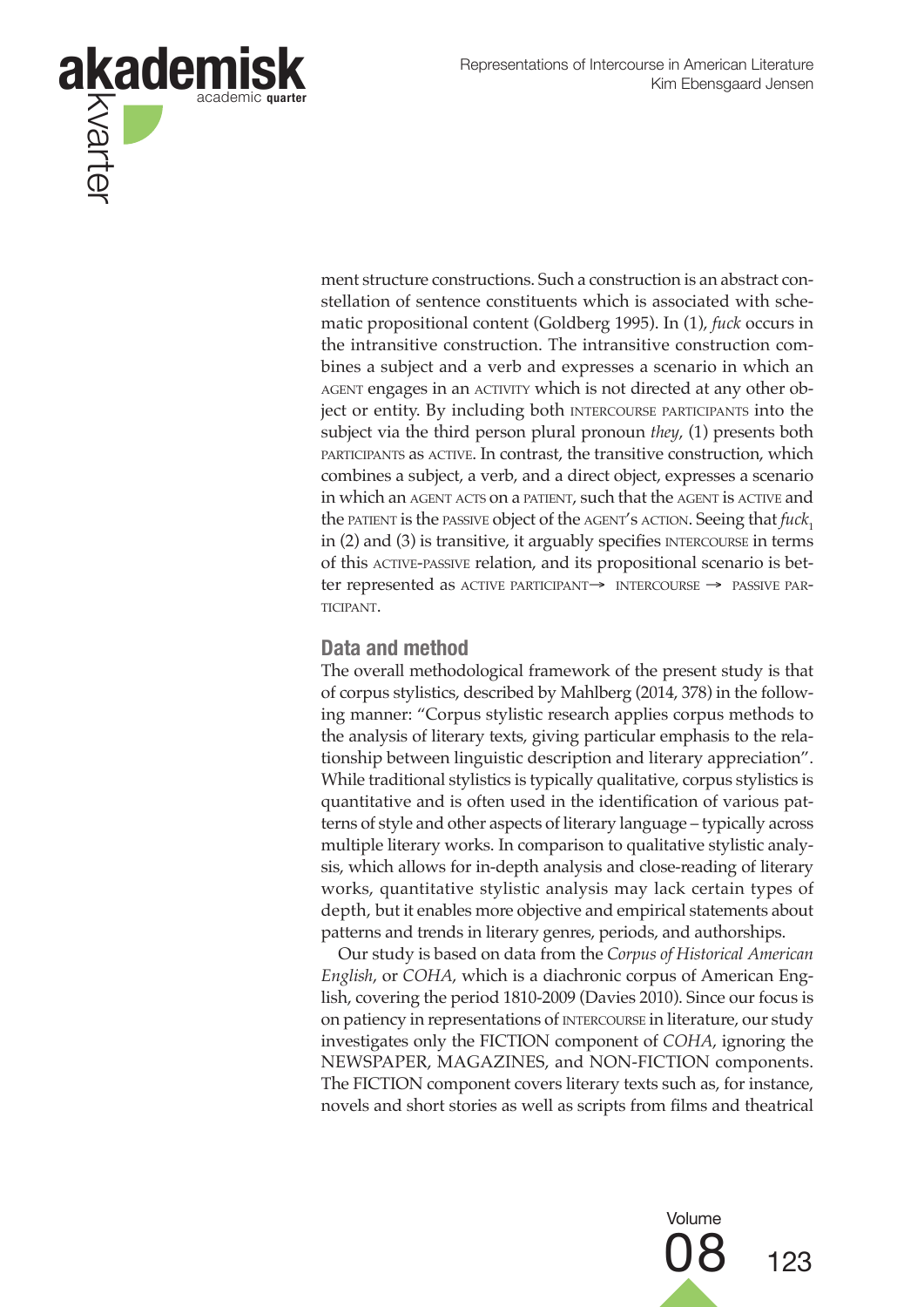ment structure constructions. Such a construction is an abstract constellation of sentence constituents which is associated with schematic propositional content (Goldberg 1995). In (1), *fuck* occurs in the intransitive construction. The intransitive construction combines a subject and a verb and expresses a scenario in which an AGENT engages in an ACTIVITY which is not directed at any other object or entity. By including both INTERCOURSE PARTICIPANTS into the subject via the third person plural pronoun *they*, (1) presents both PARTICIPANTS as ACTIVE. In contrast, the transitive construction, which combines a subject, a verb, and a direct object, expresses a scenario in which an AGENT ACTS on a PATIENT, such that the AGENT is ACTIVE and the PATIENT is the PASSIVE object of the AGENT's ACTION. Seeing that $fuck_1$ in (2) and (3) is transitive, it arguably specifies INTERCOURSE in terms of this ACTIVE-PASSIVE relation, and its propositional scenario is better represented as ACTIVE PARTICIPANT→ INTERCOURSE → PASSIVE PARTICIPANT.

## Data and method

The overall methodological framework of the present study is that of corpus stylistics, described by Mahlberg (2014, 378) in the following manner: "Corpus stylistic research applies corpus methods to the analysis of literary texts, giving particular emphasis to the relationship between linguistic description and literary appreciation". While traditional stylistics is typically qualitative, corpus stylistics is quantitative and is often used in the identification of various patterns of style and other aspects of literary language – typically across multiple literary works. In comparison to qualitative stylistic analysis, which allows for in-depth analysis and close-reading of literary works, quantitative stylistic analysis may lack certain types of depth, but it enables more objective and empirical statements about patterns and trends in literary genres, periods, and authorships.

Our study is based on data from the *Corpus of Historical American English*, or *COHA*, which is a diachronic corpus of American English, covering the period 1810-2009 (Davies 2010). Since our focus is on patiency in representations of INTERCOURSE in literature, our study investigates only the FICTION component of *COHA*, ignoring the NEWSPAPER, MAGAZINES, and NON-FICTION components. The FICTION component covers literary texts such as, for instance, novels and short stories as well as scripts from films and theatrical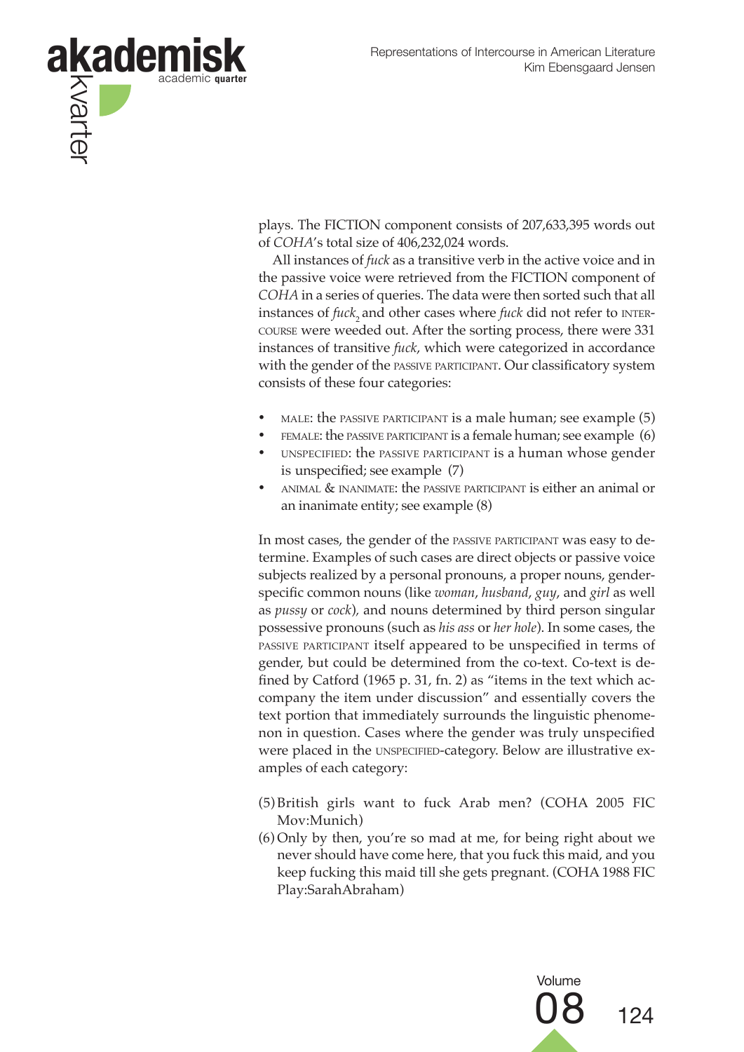plays. The FICTION component consists of 207,633,395 words out of *COHA*'s total size of 406,232,024 words.

All instances of *fuck* as a transitive verb in the active voice and in the passive voice were retrieved from the FICTION component of *COHA* in a series of queries. The data were then sorted such that all instances of *fuck*$_2$ and other cases where *fuck* did not refer to INTERCOURSE were weeded out. After the sorting process, there were 331 instances of transitive *fuck*, which were categorized in accordance with the gender of the PASSIVE PARTICIPANT. Our classificatory system consists of these four categories:

- MALE: the PASSIVE PARTICIPANT is a male human; see example (5)
- FEMALE: the PASSIVE PARTICIPANT is a female human; see example (6)
- UNSPECIFIED: the PASSIVE PARTICIPANT is a human whose gender is unspecified; see example (7)
- ANIMAL & INANIMATE: the PASSIVE PARTICIPANT is either an animal or an inanimate entity; see example (8)

In most cases, the gender of the PASSIVE PARTICIPANT was easy to determine. Examples of such cases are direct objects or passive voice subjects realized by a personal pronouns, a proper nouns, gender-specific common nouns (like *woman*, *husband*, *guy*, and *girl* as well as *pussy* or *cock*), and nouns determined by third person singular possessive pronouns (such as *his ass* or *her hole*). In some cases, the PASSIVE PARTICIPANT itself appeared to be unspecified in terms of gender, but could be determined from the co-text. Co-text is defined by Catford (1965 p. 31, fn. 2) as "items in the text which accompany the item under discussion" and essentially covers the text portion that immediately surrounds the linguistic phenomenon in question. Cases where the gender was truly unspecified were placed in the UNSPECIFIED-category. Below are illustrative examples of each category:

(5) British girls want to fuck Arab men? (COHA 2005 FIC Mov:Munich)

(6) Only by then, you're so mad at me, for being right about we never should have come here, that you fuck this maid, and you keep fucking this maid till she gets pregnant. (COHA 1988 FIC Play:SarahAbraham)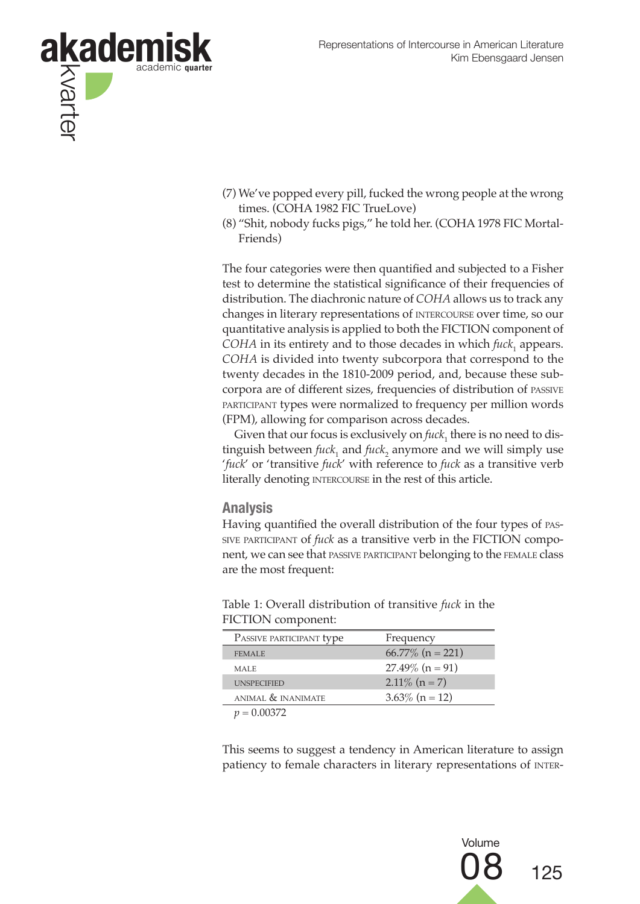(7) We've popped every pill, fucked the wrong people at the wrong times. (COHA 1982 FIC TrueLove)

(8) "Shit, nobody fucks pigs," he told her. (COHA 1978 FIC Mortal-Friends)

The four categories were then quantified and subjected to a Fisher test to determine the statistical significance of their frequencies of distribution. The diachronic nature of *COHA* allows us to track any changes in literary representations of INTERCOURSE over time, so our quantitative analysis is applied to both the FICTION component of *COHA* in its entirety and to those decades in which *fuck*$_1$ appears. *COHA* is divided into twenty subcorpora that correspond to the twenty decades in the 1810-2009 period, and, because these subcorpora are of different sizes, frequencies of distribution of PASSIVE PARTICIPANT types were normalized to frequency per million words (FPM), allowing for comparison across decades.

Given that our focus is exclusively on *fuck*$_1$ there is no need to distinguish between *fuck*$_1$ and *fuck*$_2$ anymore and we will simply use '*fuck*' or 'transitive *fuck*' with reference to *fuck* as a transitive verb literally denoting INTERCOURSE in the rest of this article.

## Analysis

Having quantified the overall distribution of the four types of PASSIVE PARTICIPANT of *fuck* as a transitive verb in the FICTION component, we can see that PASSIVE PARTICIPANT belonging to the FEMALE class are the most frequent:

Table 1: Overall distribution of transitive *fuck* in the FICTION component:

| PASSIVE PARTICIPANT type | Frequency |
|---|---|
| FEMALE | 66.77% (n = 221) |
| MALE | 27.49% (n = 91) |
| UNSPECIFIED | 2.11% (n = 7) |
| ANIMAL & INANIMATE | 3.63% (n = 12) |

$p = 0.00372$

This seems to suggest a tendency in American literature to assign patiency to female characters in literary representations of INTER-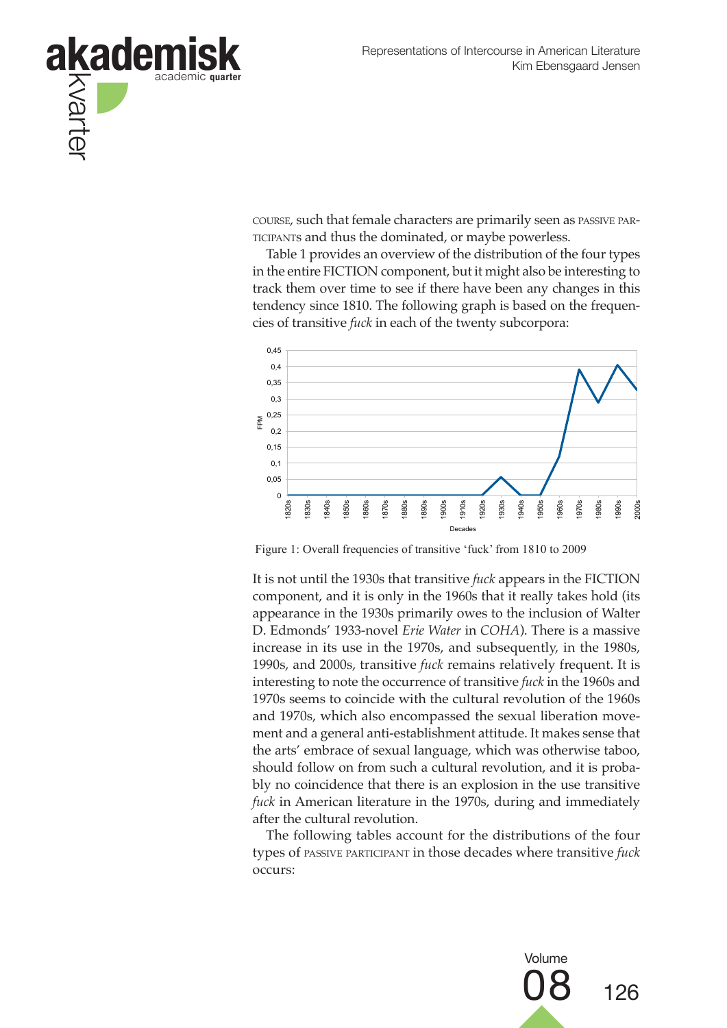COURSE, such that female characters are primarily seen as PASSIVE PARTICIPANTS and thus the dominated, or maybe powerless.

Table 1 provides an overview of the distribution of the four types in the entire FICTION component, but it might also be interesting to track them over time to see if there have been any changes in this tendency since 1810. The following graph is based on the frequencies of transitive *fuck* in each of the twenty subcorpora:

Figure 1: Overall frequencies of transitive 'fuck' from 1810 to 2009

It is not until the 1930s that transitive *fuck* appears in the FICTION component, and it is only in the 1960s that it really takes hold (its appearance in the 1930s primarily owes to the inclusion of Walter D. Edmonds' 1933-novel *Erie Water* in *COHA*). There is a massive increase in its use in the 1970s, and subsequently, in the 1980s, 1990s, and 2000s, transitive *fuck* remains relatively frequent. It is interesting to note the occurrence of transitive *fuck* in the 1960s and 1970s seems to coincide with the cultural revolution of the 1960s and 1970s, which also encompassed the sexual liberation movement and a general anti-establishment attitude. It makes sense that the arts' embrace of sexual language, which was otherwise taboo, should follow on from such a cultural revolution, and it is probably no coincidence that there is an explosion in the use transitive *fuck* in American literature in the 1970s, during and immediately after the cultural revolution.

The following tables account for the distributions of the four types of PASSIVE PARTICIPANT in those decades where transitive *fuck* occurs: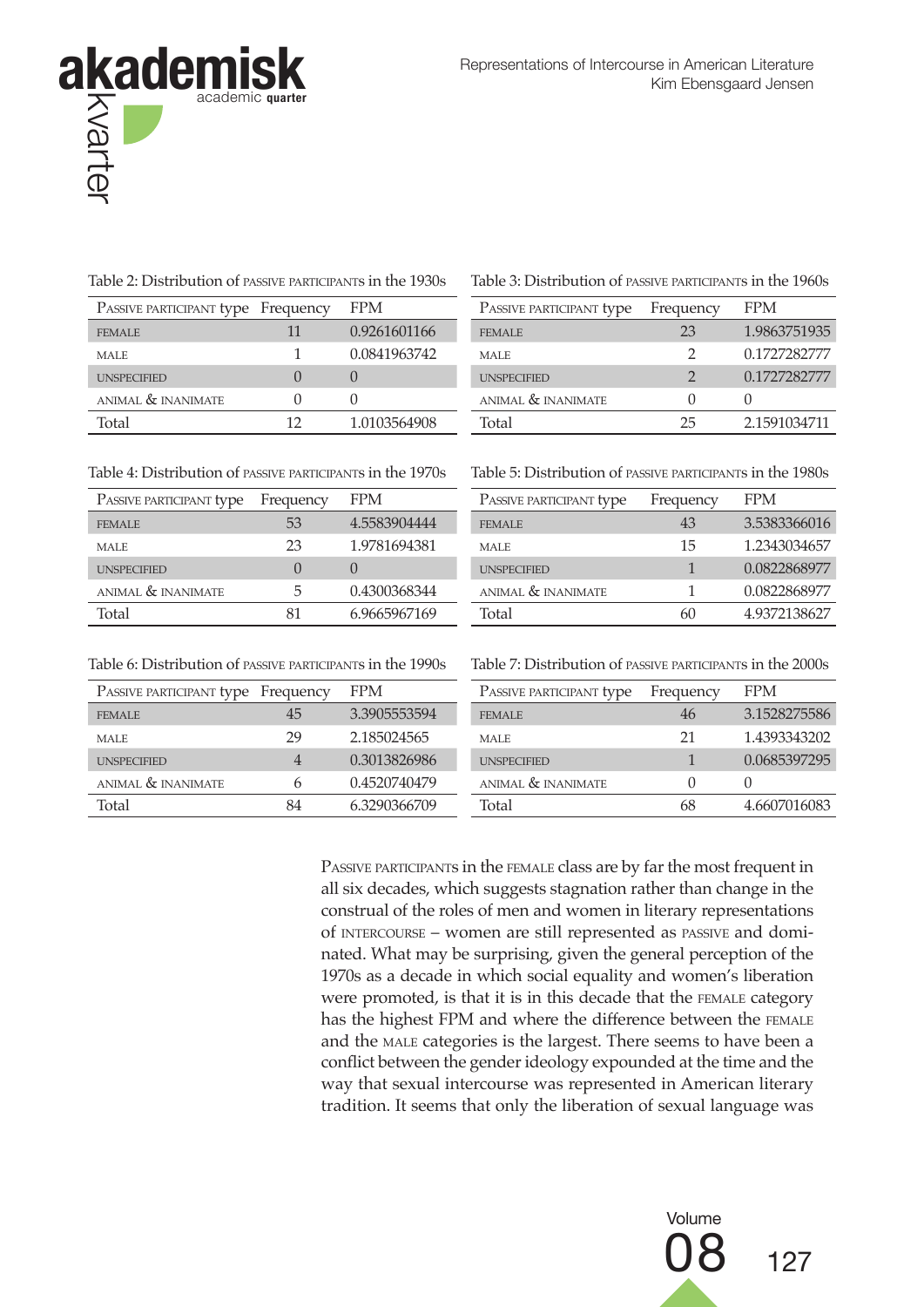Table 2: Distribution of PASSIVE PARTICIPANTS in the 1930s

| PASSIVE PARTICIPANT type | Frequency | FPM |
|---|---|---|
| FEMALE | 11 | 0.9261601166 |
| MALE | 1 | 0.0841963742 |
| UNSPECIFIED | 0 | 0 |
| ANIMAL & INANIMATE | 0 | 0 |
| Total | 12 | 1.0103564908 |

Table 3: Distribution of PASSIVE PARTICIPANTS in the 1960s

| PASSIVE PARTICIPANT type | Frequency | FPM |
|---|---|---|
| FEMALE | 23 | 1.9863751935 |
| MALE | 2 | 0.1727282777 |
| UNSPECIFIED | 2 | 0.1727282777 |
| ANIMAL & INANIMATE | 0 | 0 |
| Total | 25 | 2.1591034711 |

Table 4: Distribution of PASSIVE PARTICIPANTS in the 1970s

| PASSIVE PARTICIPANT type | Frequency | FPM |
|---|---|---|
| FEMALE | 53 | 4.5583904444 |
| MALE | 23 | 1.9781694381 |
| UNSPECIFIED | 0 | 0 |
| ANIMAL & INANIMATE | 5 | 0.4300368344 |
| Total | 81 | 6.9665967169 |

Table 5: Distribution of PASSIVE PARTICIPANTS in the 1980s

| PASSIVE PARTICIPANT type | Frequency | FPM |
|---|---|---|
| FEMALE | 43 | 3.5383366016 |
| MALE | 15 | 1.2343034657 |
| UNSPECIFIED | 1 | 0.0822868977 |
| ANIMAL & INANIMATE | 1 | 0.0822868977 |
| Total | 60 | 4.9372138627 |

Table 6: Distribution of PASSIVE PARTICIPANTS in the 1990s

| PASSIVE PARTICIPANT type | Frequency | FPM |
|---|---|---|
| FEMALE | 45 | 3.3905553594 |
| MALE | 29 | 2.185024565 |
| UNSPECIFIED | 4 | 0.3013826986 |
| ANIMAL & INANIMATE | 6 | 0.4520740479 |
| Total | 84 | 6.3290366709 |

Table 7: Distribution of PASSIVE PARTICIPANTS in the 2000s

| PASSIVE PARTICIPANT type | Frequency | FPM |
|---|---|---|
| FEMALE | 46 | 3.1528275586 |
| MALE | 21 | 1.4393343202 |
| UNSPECIFIED | 1 | 0.0685397295 |
| ANIMAL & INANIMATE | 0 | 0 |
| Total | 68 | 4.6607016083 |

PASSIVE PARTICIPANTS in the FEMALE class are by far the most frequent in all six decades, which suggests stagnation rather than change in the construal of the roles of men and women in literary representations of INTERCOURSE – women are still represented as PASSIVE and dominated. What may be surprising, given the general perception of the 1970s as a decade in which social equality and women's liberation were promoted, is that it is in this decade that the FEMALE category has the highest FPM and where the difference between the FEMALE and the MALE categories is the largest. There seems to have been a conflict between the gender ideology expounded at the time and the way that sexual intercourse was represented in American literary tradition. It seems that only the liberation of sexual language was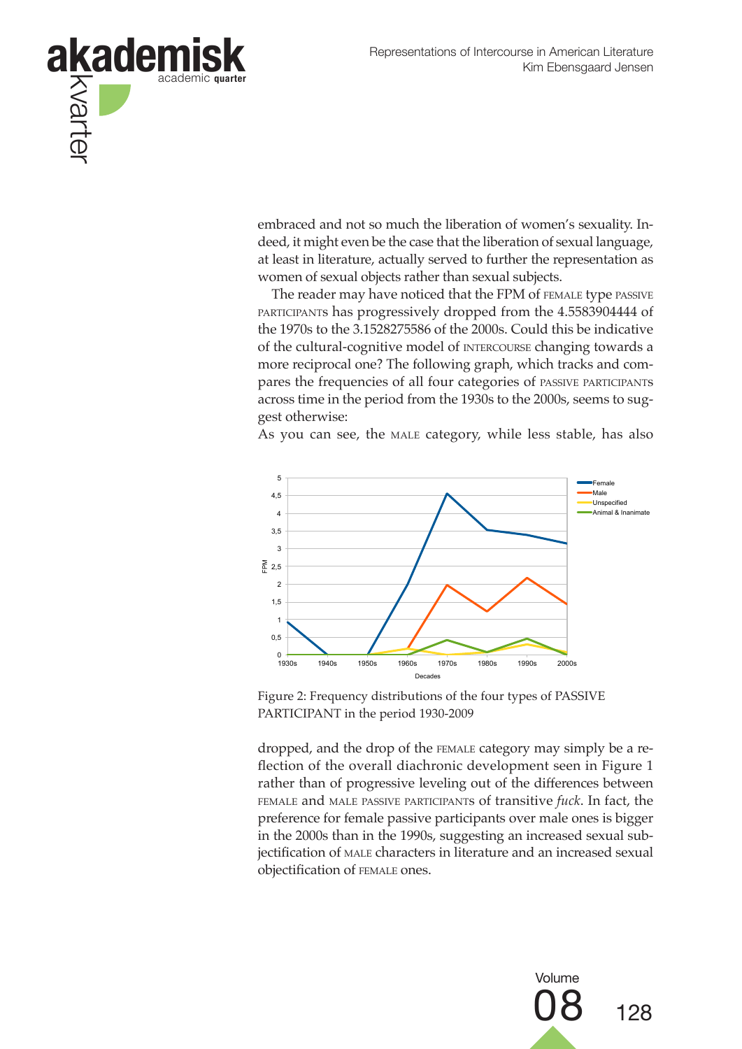embraced and not so much the liberation of women's sexuality. Indeed, it might even be the case that the liberation of sexual language, at least in literature, actually served to further the representation as women of sexual objects rather than sexual subjects.

The reader may have noticed that the FPM of FEMALE type PASSIVE PARTICIPANTS has progressively dropped from the 4.5583904444 of the 1970s to the 3.1528275586 of the 2000s. Could this be indicative of the cultural-cognitive model of INTERCOURSE changing towards a more reciprocal one? The following graph, which tracks and compares the frequencies of all four categories of PASSIVE PARTICIPANTS across time in the period from the 1930s to the 2000s, seems to suggest otherwise:

As you can see, the MALE category, while less stable, has also

Figure 2: Frequency distributions of the four types of PASSIVE PARTICIPANT in the period 1930-2009

dropped, and the drop of the FEMALE category may simply be a reflection of the overall diachronic development seen in Figure 1 rather than of progressive leveling out of the differences between FEMALE and MALE PASSIVE PARTICIPANTS of transitive *fuck*. In fact, the preference for female passive participants over male ones is bigger in the 2000s than in the 1990s, suggesting an increased sexual subjectification of MALE characters in literature and an increased sexual objectification of FEMALE ones.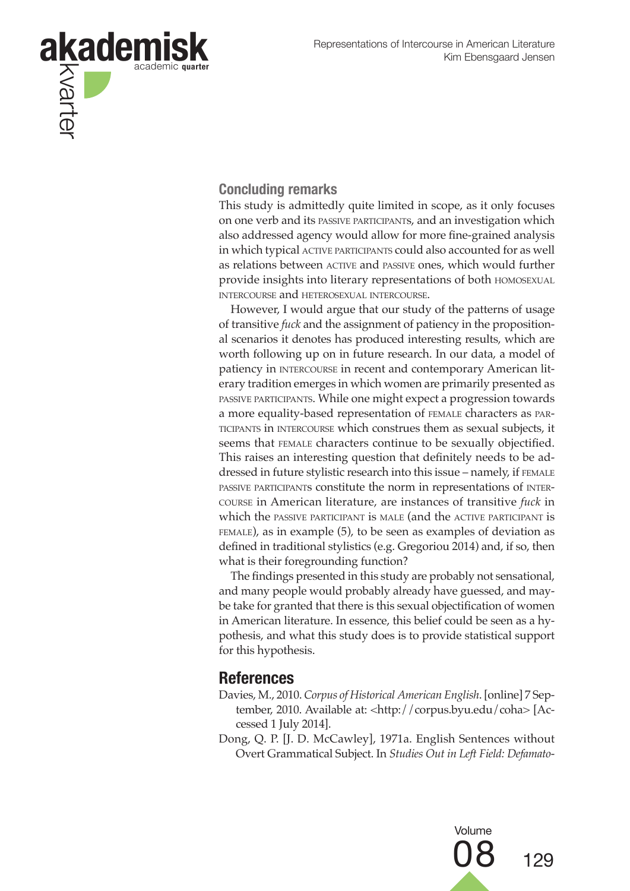## Concluding remarks

This study is admittedly quite limited in scope, as it only focuses on one verb and its PASSIVE PARTICIPANTS, and an investigation which also addressed agency would allow for more fine-grained analysis in which typical ACTIVE PARTICIPANTS could also accounted for as well as relations between ACTIVE and PASSIVE ones, which would further provide insights into literary representations of both HOMOSEXUAL INTERCOURSE and HETEROSEXUAL INTERCOURSE.

However, I would argue that our study of the patterns of usage of transitive *fuck* and the assignment of patiency in the propositional scenarios it denotes has produced interesting results, which are worth following up on in future research. In our data, a model of patiency in INTERCOURSE in recent and contemporary American literary tradition emerges in which women are primarily presented as PASSIVE PARTICIPANTS. While one might expect a progression towards a more equality-based representation of FEMALE characters as PARTICIPANTS in INTERCOURSE which construes them as sexual subjects, it seems that FEMALE characters continue to be sexually objectified. This raises an interesting question that definitely needs to be addressed in future stylistic research into this issue – namely, if FEMALE PASSIVE PARTICIPANTS constitute the norm in representations of INTERCOURSE in American literature, are instances of transitive *fuck* in which the PASSIVE PARTICIPANT is MALE (and the ACTIVE PARTICIPANT is FEMALE), as in example (5), to be seen as examples of deviation as defined in traditional stylistics (e.g. Gregoriou 2014) and, if so, then what is their foregrounding function?

The findings presented in this study are probably not sensational, and many people would probably already have guessed, and maybe take for granted that there is this sexual objectification of women in American literature. In essence, this belief could be seen as a hypothesis, and what this study does is to provide statistical support for this hypothesis.

## References

Davies, M., 2010. *Corpus of Historical American English*. [online] 7 September, 2010. Available at: <http://corpus.byu.edu/coha> [Accessed 1 July 2014].

Dong, Q. P. [J. D. McCawley], 1971a. English Sentences without Overt Grammatical Subject. In *Studies Out in Left Field: Defamato-*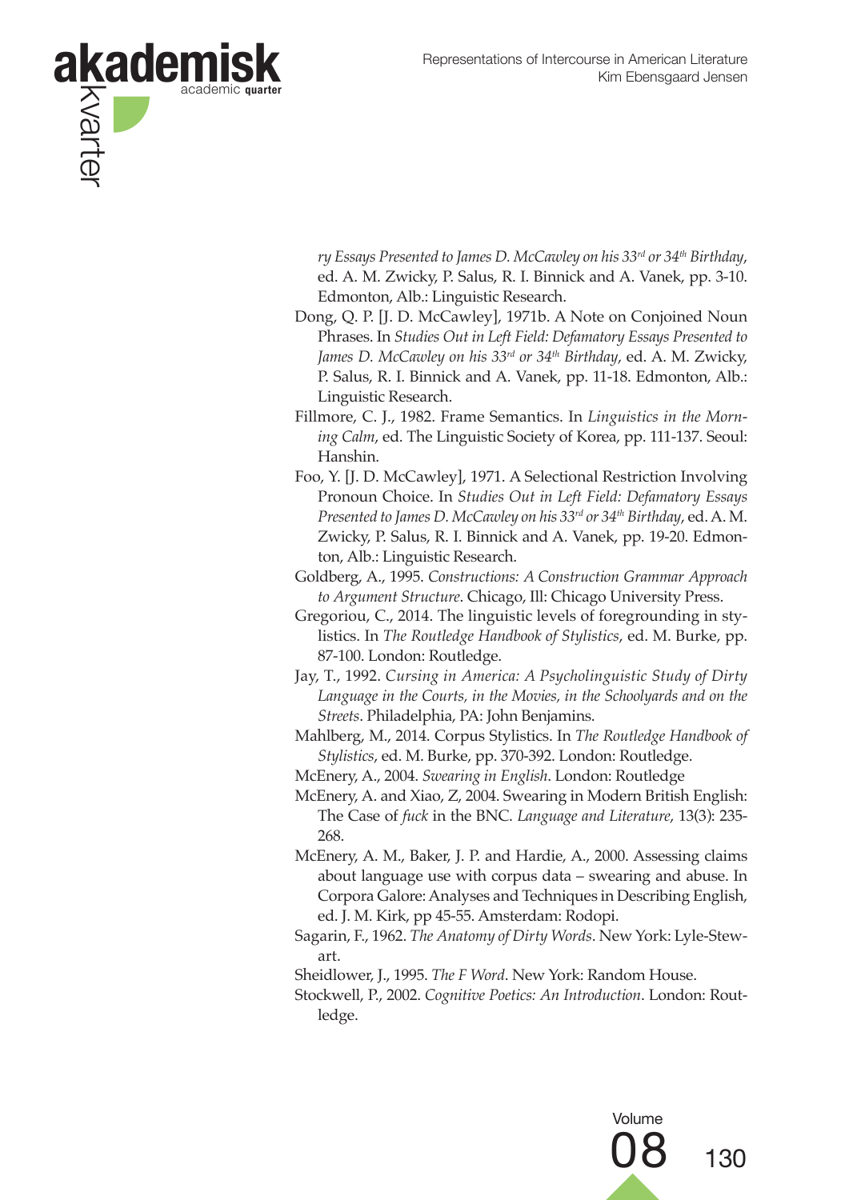*ry Essays Presented to James D. McCawley on his 33rd or 34th Birthday*, ed. A. M. Zwicky, P. Salus, R. I. Binnick and A. Vanek, pp. 3-10. Edmonton, Alb.: Linguistic Research.

Dong, Q. P. [J. D. McCawley], 1971b. A Note on Conjoined Noun Phrases. In *Studies Out in Left Field: Defamatory Essays Presented to James D. McCawley on his 33rd or 34th Birthday*, ed. A. M. Zwicky, P. Salus, R. I. Binnick and A. Vanek, pp. 11-18. Edmonton, Alb.: Linguistic Research.

Fillmore, C. J., 1982. Frame Semantics. In *Linguistics in the Morning Calm*, ed. The Linguistic Society of Korea, pp. 111-137. Seoul: Hanshin.

Foo, Y. [J. D. McCawley], 1971. A Selectional Restriction Involving Pronoun Choice. In *Studies Out in Left Field: Defamatory Essays Presented to James D. McCawley on his 33rd or 34th Birthday*, ed. A. M. Zwicky, P. Salus, R. I. Binnick and A. Vanek, pp. 19-20. Edmonton, Alb.: Linguistic Research.

Goldberg, A., 1995. *Constructions: A Construction Grammar Approach to Argument Structure*. Chicago, Ill: Chicago University Press.

Gregoriou, C., 2014. The linguistic levels of foregrounding in stylistics. In *The Routledge Handbook of Stylistics*, ed. M. Burke, pp. 87-100. London: Routledge.

Jay, T., 1992. *Cursing in America: A Psycholinguistic Study of Dirty Language in the Courts, in the Movies, in the Schoolyards and on the Streets*. Philadelphia, PA: John Benjamins.

Mahlberg, M., 2014. Corpus Stylistics. In *The Routledge Handbook of Stylistics*, ed. M. Burke, pp. 370-392. London: Routledge.

McEnery, A., 2004. *Swearing in English*. London: Routledge

McEnery, A. and Xiao, Z, 2004. Swearing in Modern British English: The Case of *fuck* in the BNC. *Language and Literature*, 13(3): 235-268.

McEnery, A. M., Baker, J. P. and Hardie, A., 2000. Assessing claims about language use with corpus data – swearing and abuse. In Corpora Galore: Analyses and Techniques in Describing English, ed. J. M. Kirk, pp 45-55. Amsterdam: Rodopi.

Sagarin, F., 1962. *The Anatomy of Dirty Words*. New York: Lyle-Stewart.

Sheidlower, J., 1995. *The F Word*. New York: Random House.

Stockwell, P., 2002. *Cognitive Poetics: An Introduction*. London: Routledge.